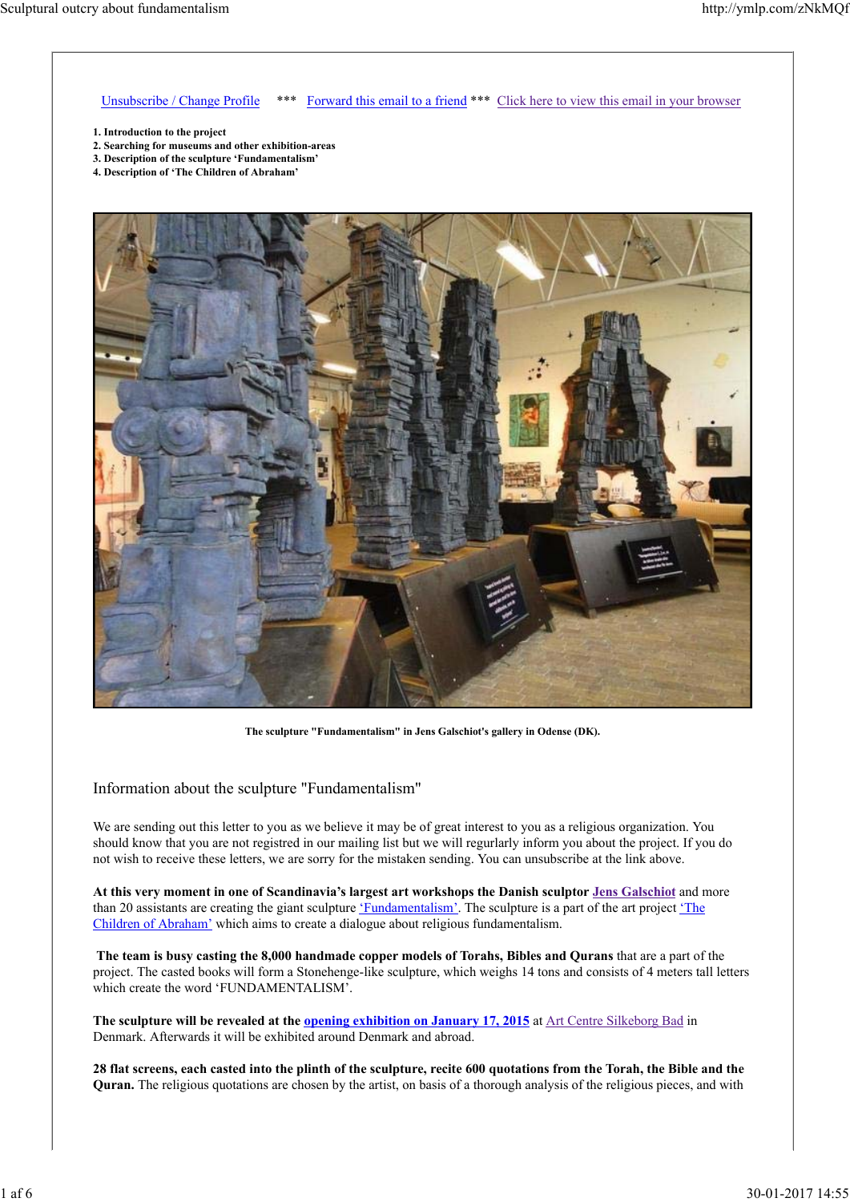Unsubscribe / Change Profile *** Forward this email to a friend *** Click here to view this email in your browser

**1. Introduction to the project**
**2. Searching for museums and other exhibition-areas**
**3. Description of the sculpture 'Fundamentalism'**
**4. Description of 'The Children of Abraham'**

**The sculpture "Fundamentalism" in Jens Galschiot's gallery in Odense (DK).**

## Information about the sculpture "Fundamentalism"

We are sending out this letter to you as we believe it may be of great interest to you as a religious organization. You should know that you are not registred in our mailing list but we will regurlarly inform you about the project. If you do not wish to receive these letters, we are sorry for the mistaken sending. You can unsubscribe at the link above.

**At this very moment in one of Scandinavia's largest art workshops the Danish sculptor Jens Galschiot** and more than 20 assistants are creating the giant sculpture 'Fundamentalism'. The sculpture is a part of the art project 'The Children of Abraham' which aims to create a dialogue about religious fundamentalism.

**The team is busy casting the 8,000 handmade copper models of Torahs, Bibles and Qurans** that are a part of the project. The casted books will form a Stonehenge-like sculpture, which weighs 14 tons and consists of 4 meters tall letters which create the word 'FUNDAMENTALISM'.

**The sculpture will be revealed at the opening exhibition on January 17, 2015** at Art Centre Silkeborg Bad in Denmark. Afterwards it will be exhibited around Denmark and abroad.

**28 flat screens, each casted into the plinth of the sculpture, recite 600 quotations from the Torah, the Bible and the Quran.** The religious quotations are chosen by the artist, on basis of a thorough analysis of the religious pieces, and with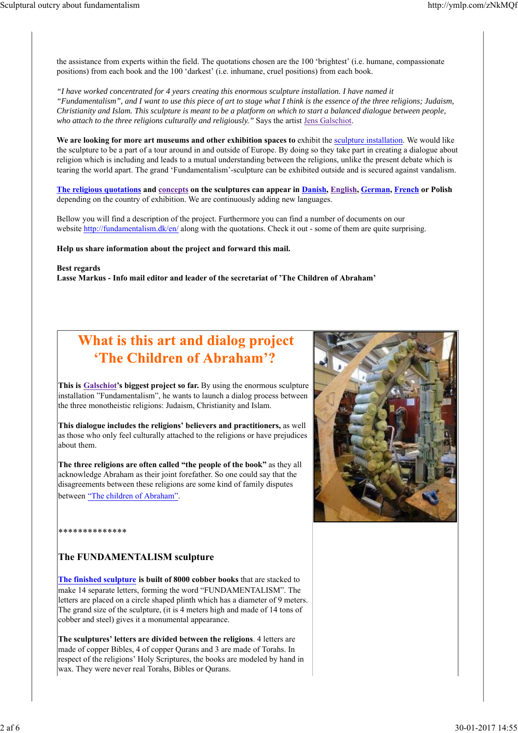the assistance from experts within the field. The quotations chosen are the 100 'brightest' (i.e. humane, compassionate positions) from each book and the 100 'darkest' (i.e. inhumane, cruel positions) from each book.

*"I have worked concentrated for 4 years creating this enormous sculpture installation. I have named it "Fundamentalism", and I want to use this piece of art to stage what I think is the essence of the three religions; Judaism, Christianity and Islam. This sculpture is meant to be a platform on which to start a balanced dialogue between people, who attach to the three religions culturally and religiously."* Says the artist Jens Galschiot.

**We are looking for more art museums and other exhibition spaces to** exhibit the sculpture installation. We would like the sculpture to be a part of a tour around in and outside of Europe. By doing so they take part in creating a dialogue about religion which is including and leads to a mutual understanding between the religions, unlike the present debate which is tearing the world apart. The grand 'Fundamentalism'-sculpture can be exhibited outside and is secured against vandalism.

**The religious quotations and concepts on the sculptures can appear in Danish, English, German, French or Polish** depending on the country of exhibition. We are continuously adding new languages.

Bellow you will find a description of the project. Furthermore you can find a number of documents on our website http://fundamentalism.dk/en/ along with the quotations. Check it out - some of them are quite surprising.

**Help us share information about the project and forward this mail.**

**Best regards**
**Lasse Markus - Info mail editor and leader of the secretariat of 'The Children of Abraham'**

## What is this art and dialog project 'The Children of Abraham'?

**This is Galschiot's biggest project so far.** By using the enormous sculpture installation "Fundamentalism", he wants to launch a dialog process between the three monotheistic religions: Judaism, Christianity and Islam.

**This dialogue includes the religions' believers and practitioners,** as well as those who only feel culturally attached to the religions or have prejudices about them.

**The three religions are often called "the people of the book"** as they all acknowledge Abraham as their joint forefather. So one could say that the disagreements between these religions are some kind of family disputes between "The children of Abraham".

**************

### The FUNDAMENTALISM sculpture

**The finished sculpture is built of 8000 cobber books** that are stacked to make 14 separate letters, forming the word "FUNDAMENTALISM". The letters are placed on a circle shaped plinth which has a diameter of 9 meters. The grand size of the sculpture, (it is 4 meters high and made of 14 tons of cobber and steel) gives it a monumental appearance.

**The sculptures' letters are divided between the religions**. 4 letters are made of copper Bibles, 4 of copper Qurans and 3 are made of Torahs. In respect of the religions' Holy Scriptures, the books are modeled by hand in wax. They were never real Torahs, Bibles or Qurans.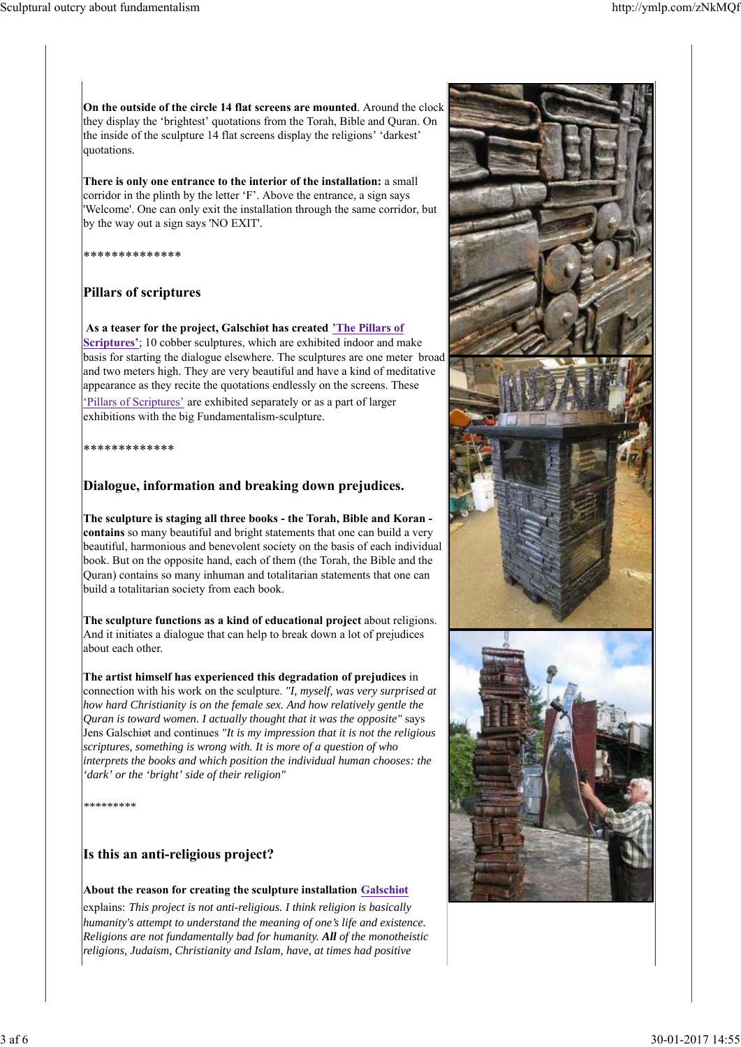**On the outside of the circle 14 flat screens are mounted**. Around the clock they display the 'brightest' quotations from the Torah, Bible and Quran. On the inside of the sculpture 14 flat screens display the religions' 'darkest' quotations.

**There is only one entrance to the interior of the installation:** a small corridor in the plinth by the letter 'F'. Above the entrance, a sign says 'Welcome'. One can only exit the installation through the same corridor, but by the way out a sign says 'NO EXIT'.

**************

## Pillars of scriptures

**As a teaser for the project, Galschiøt has created 'The Pillars of Scriptures'**; 10 cobber sculptures, which are exhibited indoor and make basis for starting the dialogue elsewhere. The sculptures are one meter broad and two meters high. They are very beautiful and have a kind of meditative appearance as they recite the quotations endlessly on the screens. These 'Pillars of Scriptures' are exhibited separately or as a part of larger exhibitions with the big Fundamentalism-sculpture.

*************

## Dialogue, information and breaking down prejudices.

**The sculpture is staging all three books - the Torah, Bible and Koran - contains** so many beautiful and bright statements that one can build a very beautiful, harmonious and benevolent society on the basis of each individual book. But on the opposite hand, each of them (the Torah, the Bible and the Quran) contains so many inhuman and totalitarian statements that one can build a totalitarian society from each book.

**The sculpture functions as a kind of educational project** about religions. And it initiates a dialogue that can help to break down a lot of prejudices about each other.

**The artist himself has experienced this degradation of prejudices** in connection with his work on the sculpture. *"I, myself, was very surprised at how hard Christianity is on the female sex. And how relatively gentle the Quran is toward women. I actually thought that it was the opposite"* says Jens Galschiøt and continues *"It is my impression that it is not the religious scriptures, something is wrong with. It is more of a question of who interprets the books and which position the individual human chooses: the 'dark' or the 'bright' side of their religion"*

********

## Is this an anti-religious project?

**About the reason for creating the sculpture installation Galschiøt** explains: *This project is not anti-religious. I think religion is basically humanity's attempt to understand the meaning of one's life and existence. Religions are not fundamentally bad for humanity. **All** of the monotheistic religions, Judaism, Christianity and Islam, have, at times had positive*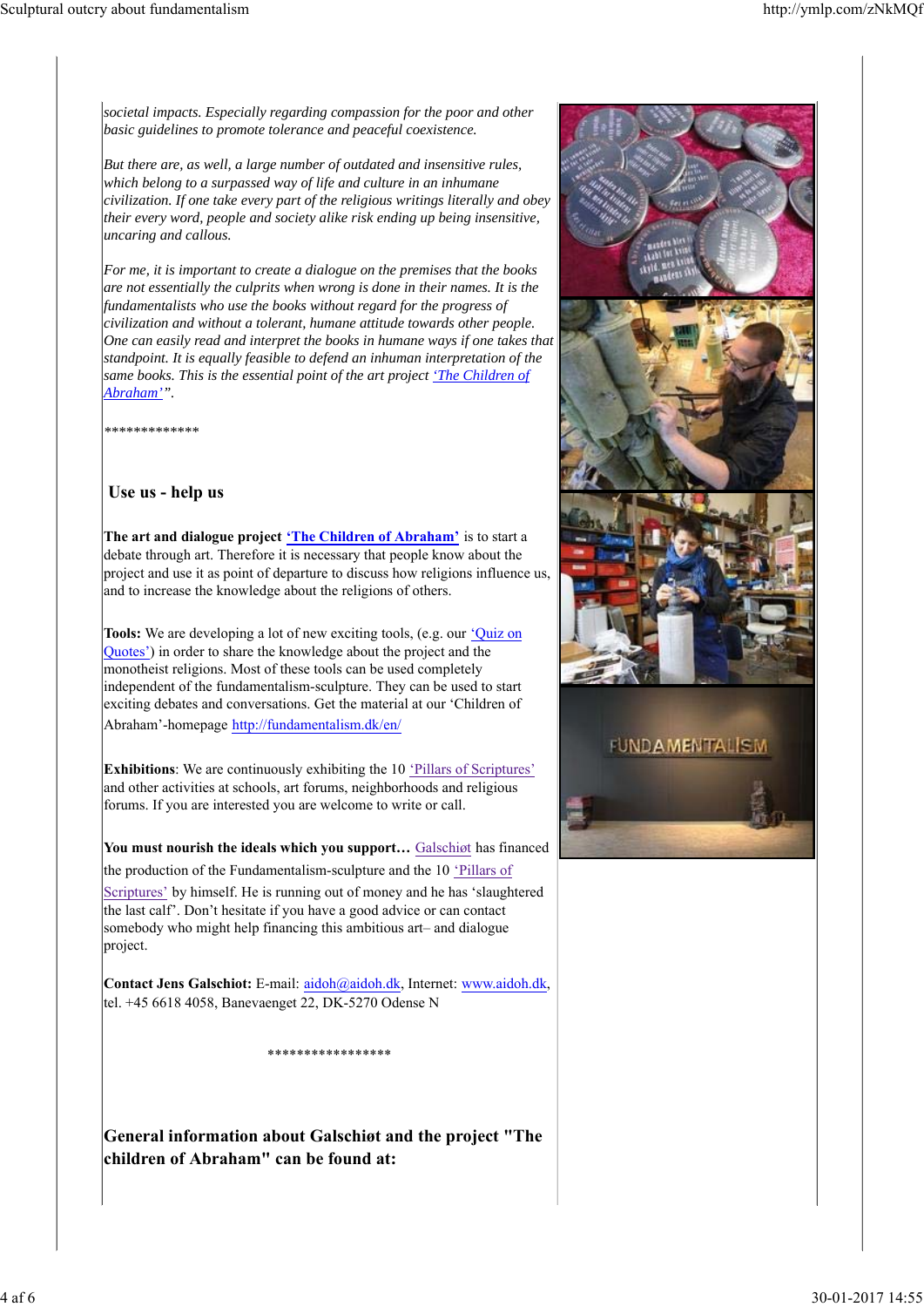*societal impacts. Especially regarding compassion for the poor and other basic guidelines to promote tolerance and peaceful coexistence.*

*But there are, as well, a large number of outdated and insensitive rules, which belong to a surpassed way of life and culture in an inhumane civilization. If one take every part of the religious writings literally and obey their every word, people and society alike risk ending up being insensitive, uncaring and callous.*

*For me, it is important to create a dialogue on the premises that the books are not essentially the culprits when wrong is done in their names. It is the fundamentalists who use the books without regard for the progress of civilization and without a tolerant, humane attitude towards other people. One can easily read and interpret the books in humane ways if one takes that standpoint. It is equally feasible to defend an inhuman interpretation of the same books. This is the essential point of the art project 'The Children of Abraham'".*

*************

## Use us - help us

**The art and dialogue project 'The Children of Abraham'** is to start a debate through art. Therefore it is necessary that people know about the project and use it as point of departure to discuss how religions influence us, and to increase the knowledge about the religions of others.

**Tools:** We are developing a lot of new exciting tools, (e.g. our 'Quiz on Quotes') in order to share the knowledge about the project and the monotheist religions. Most of these tools can be used completely independent of the fundamentalism-sculpture. They can be used to start exciting debates and conversations. Get the material at our 'Children of Abraham'-homepage http://fundamentalism.dk/en/

**Exhibitions**: We are continuously exhibiting the 10 'Pillars of Scriptures' and other activities at schools, art forums, neighborhoods and religious forums. If you are interested you are welcome to write or call.

**You must nourish the ideals which you support…** Galschiøt has financed the production of the Fundamentalism-sculpture and the 10 'Pillars of Scriptures' by himself. He is running out of money and he has 'slaughtered the last calf'. Don't hesitate if you have a good advice or can contact somebody who might help financing this ambitious art– and dialogue project.

**Contact Jens Galschiot:** E-mail: aidoh@aidoh.dk, Internet: www.aidoh.dk, tel. +45 6618 4058, Banevaenget 22, DK-5270 Odense N

*****************

## General information about Galschiøt and the project "The children of Abraham" can be found at: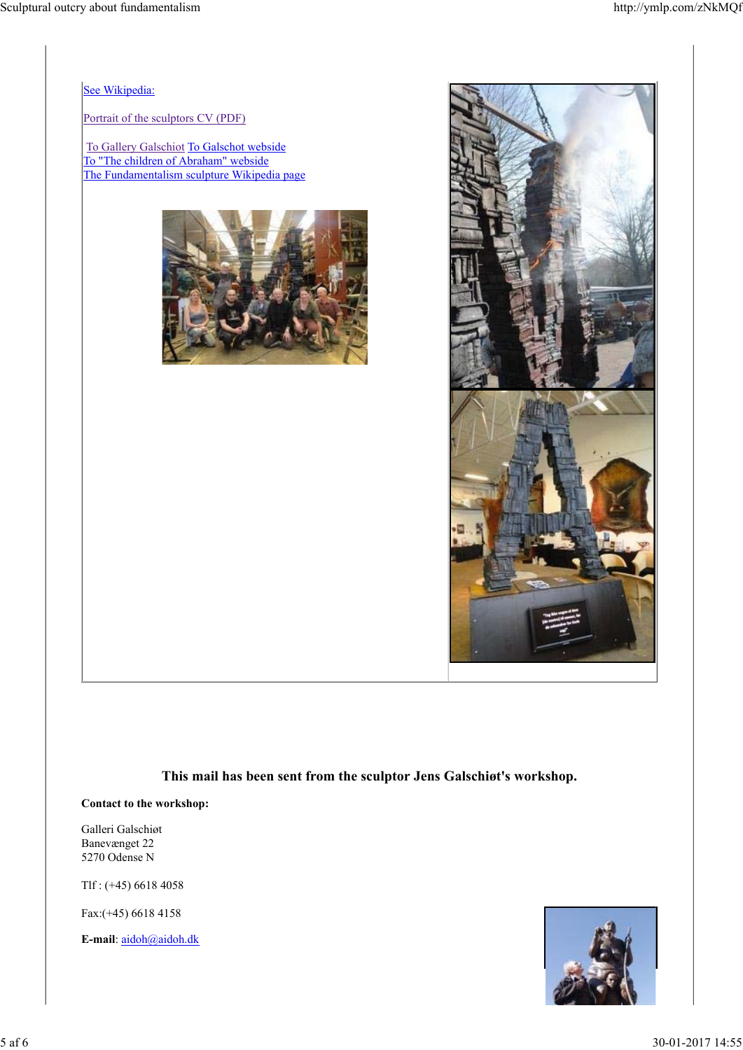See Wikipedia:

Portrait of the sculptors CV (PDF)

To Gallery Galschiot To Galschot webside
To "The children of Abraham" webside
The Fundamentalism sculpture Wikipedia page

**This mail has been sent from the sculptor Jens Galschiøt's workshop.**

**Contact to the workshop:**

Galleri Galschiøt
Banevænget 22
5270 Odense N

Tlf : (+45) 6618 4058

Fax:(+45) 6618 4158

**E-mail**: aidoh@aidoh.dk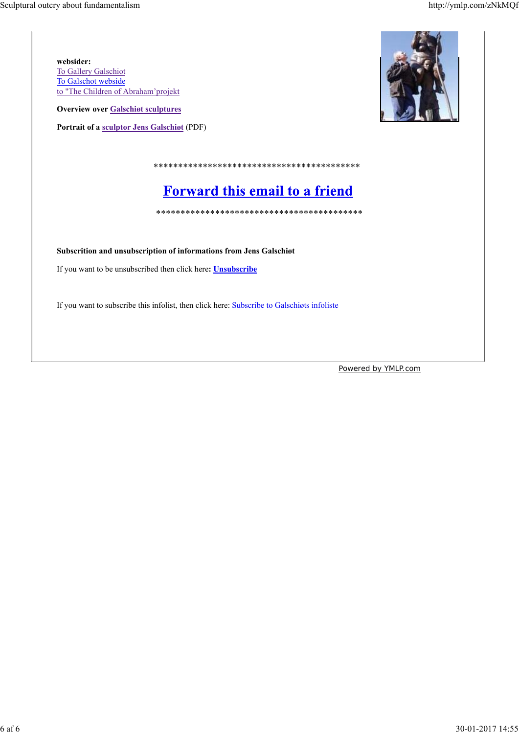**websider:**
To Gallery Galschiot
To Galschot webside
to "The Children of Abraham'projekt

**Overview over Galschiøt sculptures**

**Portrait of a sculptor Jens Galschiøt** (PDF)

******************************************

# Forward this email to a friend

******************************************

**Subscrition and unsubscription of informations from Jens Galschiøt**

If you want to be unsubscribed then click here**: Unsubscribe**

If you want to subscribe this infolist, then click here: Subscribe to Galschiøts infoliste

Powered by YMLP.com